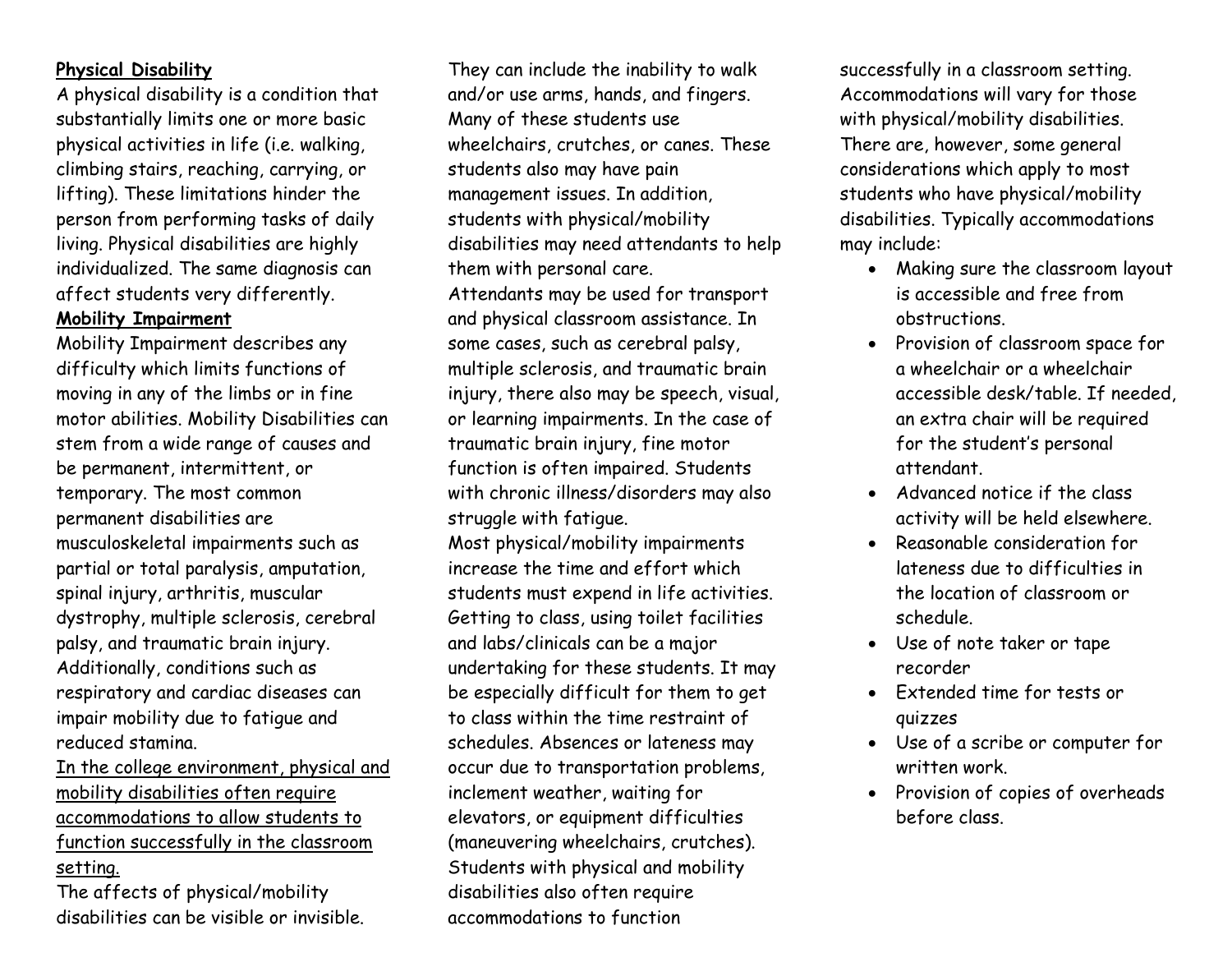**Physical Disability**

A physical disability is a condition that substantially limits one or more basic physical activities in life (i.e. walking, climbing stairs, reaching, carrying, or lifting). These limitations hinder the person from performing tasks of daily living. Physical disabilities are highly individualized. The same diagnosis can affect students very differently.

**Mobility Impairment**

Mobility Impairment describes any difficulty which limits functions of moving in any of the limbs or in fine motor abilities. Mobility Disabilities can stem from a wide range of causes and be permanent, intermittent, or temporary. The most common permanent disabilities are musculoskeletal impairments such as partial or total paralysis, amputation, spinal injury, arthritis, muscular dystrophy, multiple sclerosis, cerebral palsy, and traumatic brain injury. Additionally, conditions such as respiratory and cardiac diseases can impair mobility due to fatigue and reduced stamina.

In the college environment, physical and mobility disabilities often require accommodations to allow students to function successfully in the classroom setting.

The affects of physical/mobility disabilities can be visible or invisible. They can include the inability to walk and/or use arms, hands, and fingers. Many of these students use wheelchairs, crutches, or canes. These students also may have pain management issues. In addition, students with physical/mobility disabilities may need attendants to help them with personal care.

Attendants may be used for transport and physical classroom assistance. In some cases, such as cerebral palsy, multiple sclerosis, and traumatic brain injury, there also may be speech, visual, or learning impairments. In the case of traumatic brain injury, fine motor function is often impaired. Students with chronic illness/disorders may also struggle with fatigue.

Most physical/mobility impairments increase the time and effort which students must expend in life activities. Getting to class, using toilet facilities and labs/clinicals can be a major undertaking for these students. It may be especially difficult for them to get to class within the time restraint of schedules. Absences or lateness may occur due to transportation problems, inclement weather, waiting for elevators, or equipment difficulties (maneuvering wheelchairs, crutches).

Students with physical and mobility disabilities also often require accommodations to function successfully in a classroom setting. Accommodations will vary for those with physical/mobility disabilities. There are, however, some general considerations which apply to most students who have physical/mobility disabilities. Typically accommodations may include:

- Making sure the classroom layout is accessible and free from obstructions.
- Provision of classroom space for a wheelchair or a wheelchair accessible desk/table. If needed, an extra chair will be required for the student's personal attendant.
- Advanced notice if the class activity will be held elsewhere.
- Reasonable consideration for lateness due to difficulties in the location of classroom or schedule.
- Use of note taker or tape recorder
- Extended time for tests or quizzes
- Use of a scribe or computer for written work.
- Provision of copies of overheads before class.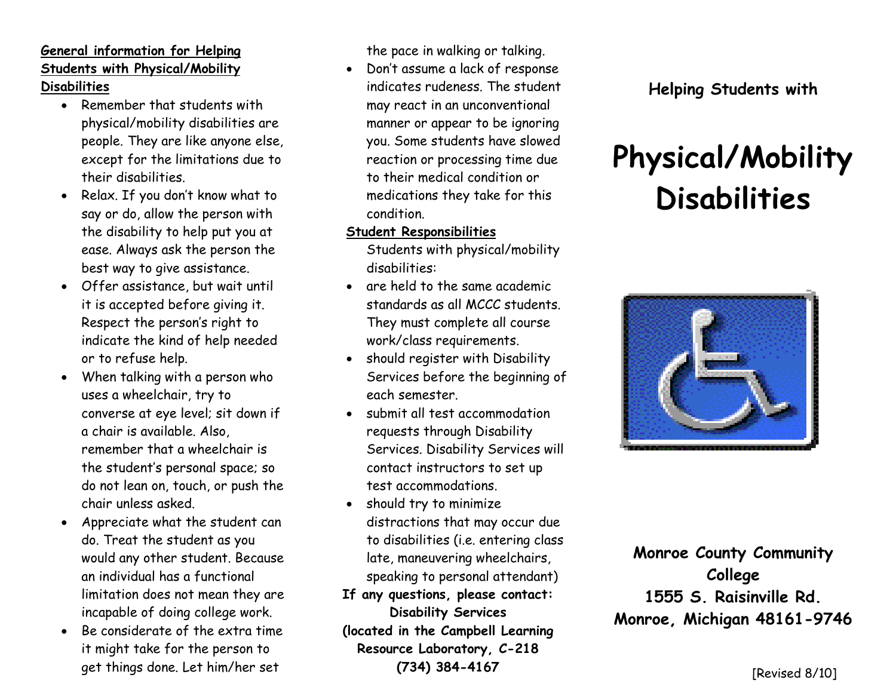**General information for Helping Students with Physical/Mobility Disabilities**

- Remember that students with physical/mobility disabilities are people. They are like anyone else, except for the limitations due to their disabilities.
- Relax. If you don't know what to say or do, allow the person with the disability to help put you at ease. Always ask the person the best way to give assistance.
- Offer assistance, but wait until it is accepted before giving it. Respect the person's right to indicate the kind of help needed or to refuse help.
- When talking with a person who uses a wheelchair, try to converse at eye level; sit down if a chair is available. Also, remember that a wheelchair is the student's personal space; so do not lean on, touch, or push the chair unless asked.
- Appreciate what the student can do. Treat the student as you would any other student. Because an individual has a functional limitation does not mean they are incapable of doing college work.
- Be considerate of the extra time it might take for the person to get things done. Let him/her set the pace in walking or talking.
- Don't assume a lack of response indicates rudeness. The student may react in an unconventional manner or appear to be ignoring you. Some students have slowed reaction or processing time due to their medical condition or medications they take for this condition.

**Student Responsibilities**

Students with physical/mobility disabilities:

- are held to the same academic standards as all MCCC students. They must complete all course work/class requirements.
- should register with Disability Services before the beginning of each semester.
- submit all test accommodation requests through Disability Services. Disability Services will contact instructors to set up test accommodations.
- should try to minimize distractions that may occur due to disabilities (i.e. entering class late, maneuvering wheelchairs, speaking to personal attendant)

**If any questions, please contact:**
**Disability Services**
**(located in the Campbell Learning Resource Laboratory, C-218**
**(734) 384-4167**

**Helping Students with**

# Physical/Mobility Disabilities

**Monroe County Community College**
**1555 S. Raisinville Rd.**
**Monroe, Michigan 48161-9746**

[Revised 8/10]